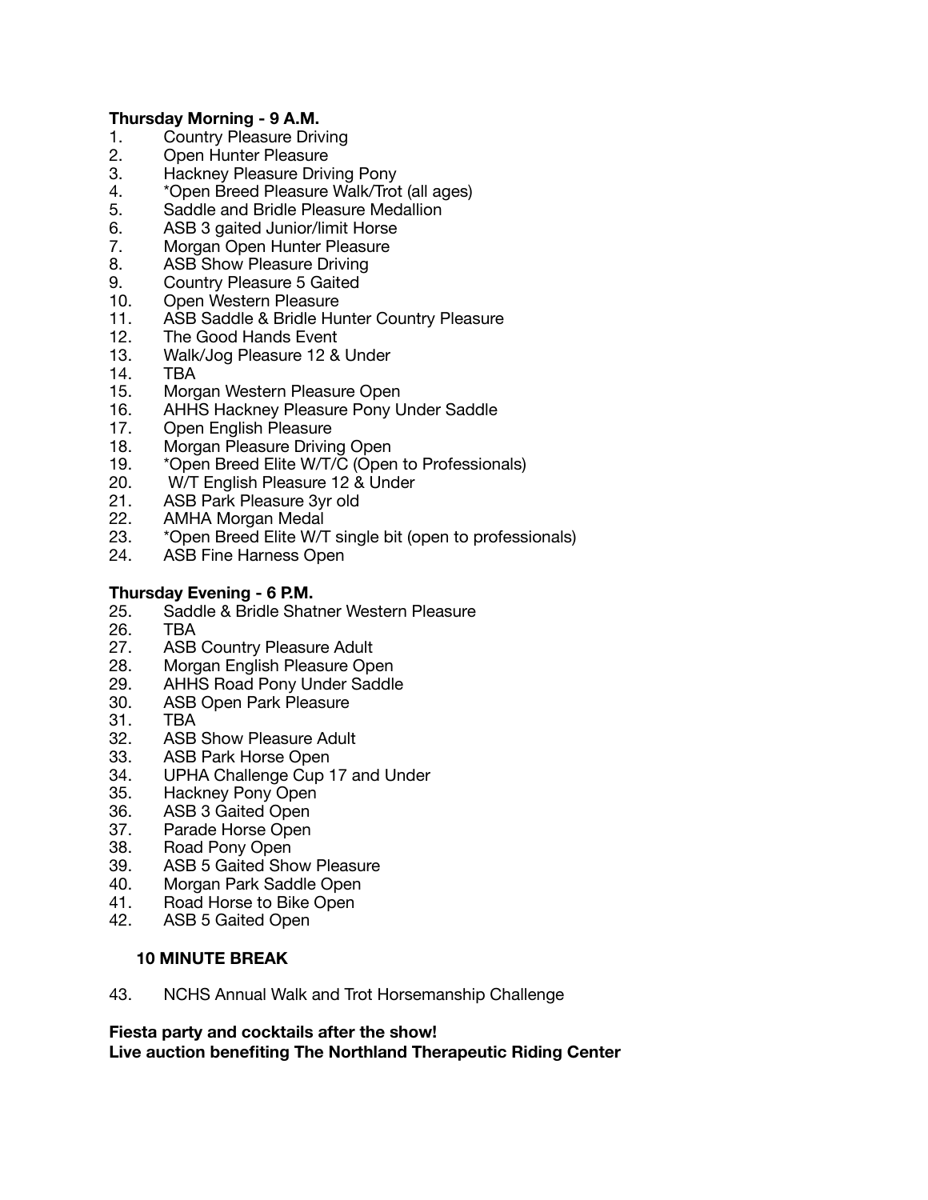**Thursday Morning - 9 A.M.**

1. Country Pleasure Driving
2. Open Hunter Pleasure
3. Hackney Pleasure Driving Pony
4. *Open Breed Pleasure Walk/Trot (all ages)
5. Saddle and Bridle Pleasure Medallion
6. ASB 3 gaited Junior/limit Horse
7. Morgan Open Hunter Pleasure
8. ASB Show Pleasure Driving
9. Country Pleasure 5 Gaited
10. Open Western Pleasure
11. ASB Saddle & Bridle Hunter Country Pleasure
12. The Good Hands Event
13. Walk/Jog Pleasure 12 & Under
14. TBA
15. Morgan Western Pleasure Open
16. AHHS Hackney Pleasure Pony Under Saddle
17. Open English Pleasure
18. Morgan Pleasure Driving Open
19. *Open Breed Elite W/T/C (Open to Professionals)
20. W/T English Pleasure 12 & Under
21. ASB Park Pleasure 3yr old
22. AMHA Morgan Medal
23. *Open Breed Elite W/T single bit (open to professionals)
24. ASB Fine Harness Open

**Thursday Evening - 6 P.M.**

25. Saddle & Bridle Shatner Western Pleasure
26. TBA
27. ASB Country Pleasure Adult
28. Morgan English Pleasure Open
29. AHHS Road Pony Under Saddle
30. ASB Open Park Pleasure
31. TBA
32. ASB Show Pleasure Adult
33. ASB Park Horse Open
34. UPHA Challenge Cup 17 and Under
35. Hackney Pony Open
36. ASB 3 Gaited Open
37. Parade Horse Open
38. Road Pony Open
39. ASB 5 Gaited Show Pleasure
40. Morgan Park Saddle Open
41. Road Horse to Bike Open
42. ASB 5 Gaited Open

**10 MINUTE BREAK**

43. NCHS Annual Walk and Trot Horsemanship Challenge

**Fiesta party and cocktails after the show!**
**Live auction benefiting The Northland Therapeutic Riding Center**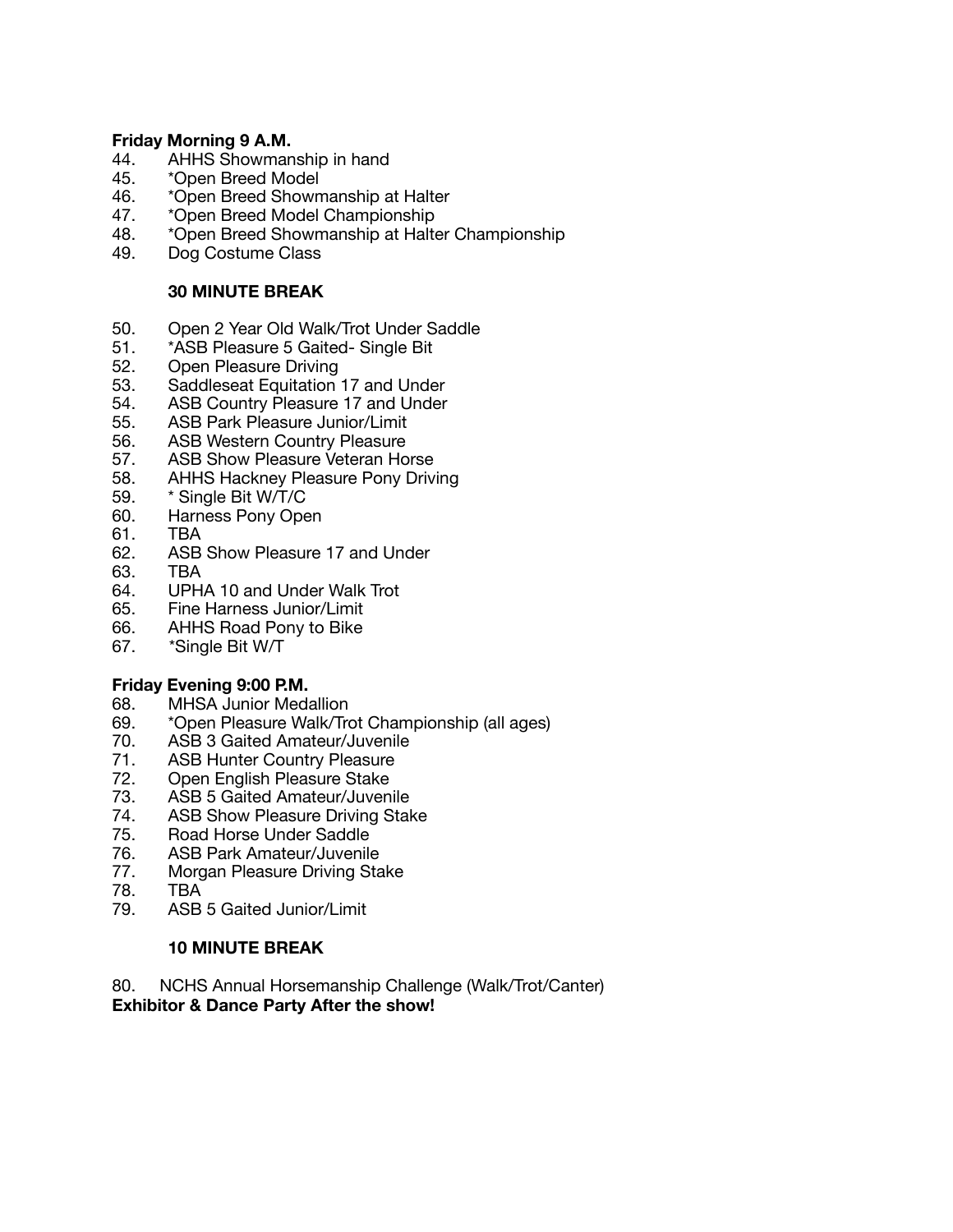**Friday Morning 9 A.M.**

44. AHHS Showmanship in hand
45. *Open Breed Model
46. *Open Breed Showmanship at Halter
47. *Open Breed Model Championship
48. *Open Breed Showmanship at Halter Championship
49. Dog Costume Class

**30 MINUTE BREAK**

50. Open 2 Year Old Walk/Trot Under Saddle
51. *ASB Pleasure 5 Gaited- Single Bit
52. Open Pleasure Driving
53. Saddleseat Equitation 17 and Under
54. ASB Country Pleasure 17 and Under
55. ASB Park Pleasure Junior/Limit
56. ASB Western Country Pleasure
57. ASB Show Pleasure Veteran Horse
58. AHHS Hackney Pleasure Pony Driving
59. * Single Bit W/T/C
60. Harness Pony Open
61. TBA
62. ASB Show Pleasure 17 and Under
63. TBA
64. UPHA 10 and Under Walk Trot
65. Fine Harness Junior/Limit
66. AHHS Road Pony to Bike
67. *Single Bit W/T

**Friday Evening 9:00 P.M.**

68. MHSA Junior Medallion
69. *Open Pleasure Walk/Trot Championship (all ages)
70. ASB 3 Gaited Amateur/Juvenile
71. ASB Hunter Country Pleasure
72. Open English Pleasure Stake
73. ASB 5 Gaited Amateur/Juvenile
74. ASB Show Pleasure Driving Stake
75. Road Horse Under Saddle
76. ASB Park Amateur/Juvenile
77. Morgan Pleasure Driving Stake
78. TBA
79. ASB 5 Gaited Junior/Limit

**10 MINUTE BREAK**

80. NCHS Annual Horsemanship Challenge (Walk/Trot/Canter)

**Exhibitor & Dance Party After the show!**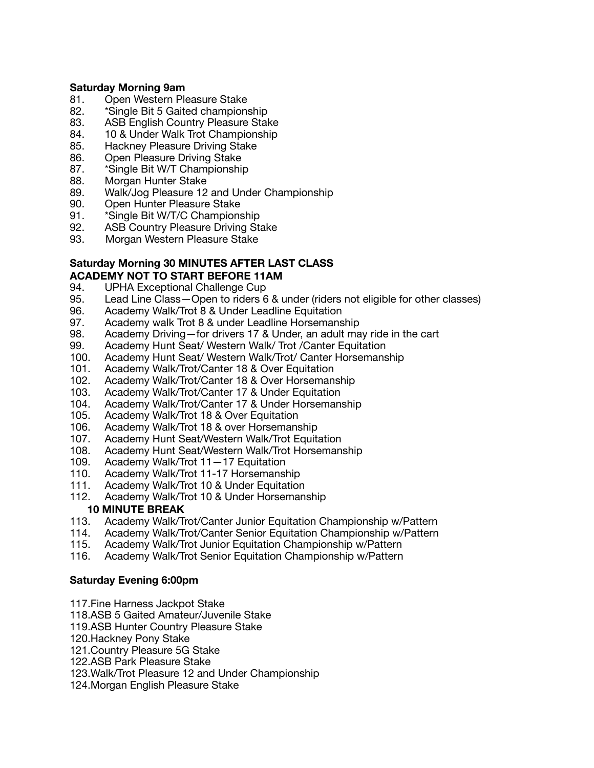**Saturday Morning 9am**

81. Open Western Pleasure Stake
82. *Single Bit 5 Gaited championship
83. ASB English Country Pleasure Stake
84. 10 & Under Walk Trot Championship
85. Hackney Pleasure Driving Stake
86. Open Pleasure Driving Stake
87. *Single Bit W/T Championship
88. Morgan Hunter Stake
89. Walk/Jog Pleasure 12 and Under Championship
90. Open Hunter Pleasure Stake
91. *Single Bit W/T/C Championship
92. ASB Country Pleasure Driving Stake
93. Morgan Western Pleasure Stake

**Saturday Morning 30 MINUTES AFTER LAST CLASS**
**ACADEMY NOT TO START BEFORE 11AM**

94. UPHA Exceptional Challenge Cup
95. Lead Line Class—Open to riders 6 & under (riders not eligible for other classes)
96. Academy Walk/Trot 8 & Under Leadline Equitation
97. Academy walk Trot 8 & under Leadline Horsemanship
98. Academy Driving—for drivers 17 & Under, an adult may ride in the cart
99. Academy Hunt Seat/ Western Walk/ Trot /Canter Equitation
100. Academy Hunt Seat/ Western Walk/Trot/ Canter Horsemanship
101. Academy Walk/Trot/Canter 18 & Over Equitation
102. Academy Walk/Trot/Canter 18 & Over Horsemanship
103. Academy Walk/Trot/Canter 17 & Under Equitation
104. Academy Walk/Trot/Canter 17 & Under Horsemanship
105. Academy Walk/Trot 18 & Over Equitation
106. Academy Walk/Trot 18 & over Horsemanship
107. Academy Hunt Seat/Western Walk/Trot Equitation
108. Academy Hunt Seat/Western Walk/Trot Horsemanship
109. Academy Walk/Trot 11—17 Equitation
110. Academy Walk/Trot 11-17 Horsemanship
111. Academy Walk/Trot 10 & Under Equitation
112. Academy Walk/Trot 10 & Under Horsemanship

**10 MINUTE BREAK**

113. Academy Walk/Trot/Canter Junior Equitation Championship w/Pattern
114. Academy Walk/Trot/Canter Senior Equitation Championship w/Pattern
115. Academy Walk/Trot Junior Equitation Championship w/Pattern
116. Academy Walk/Trot Senior Equitation Championship w/Pattern

**Saturday Evening 6:00pm**

117. Fine Harness Jackpot Stake
118. ASB 5 Gaited Amateur/Juvenile Stake
119. ASB Hunter Country Pleasure Stake
120. Hackney Pony Stake
121. Country Pleasure 5G Stake
122. ASB Park Pleasure Stake
123. Walk/Trot Pleasure 12 and Under Championship
124. Morgan English Pleasure Stake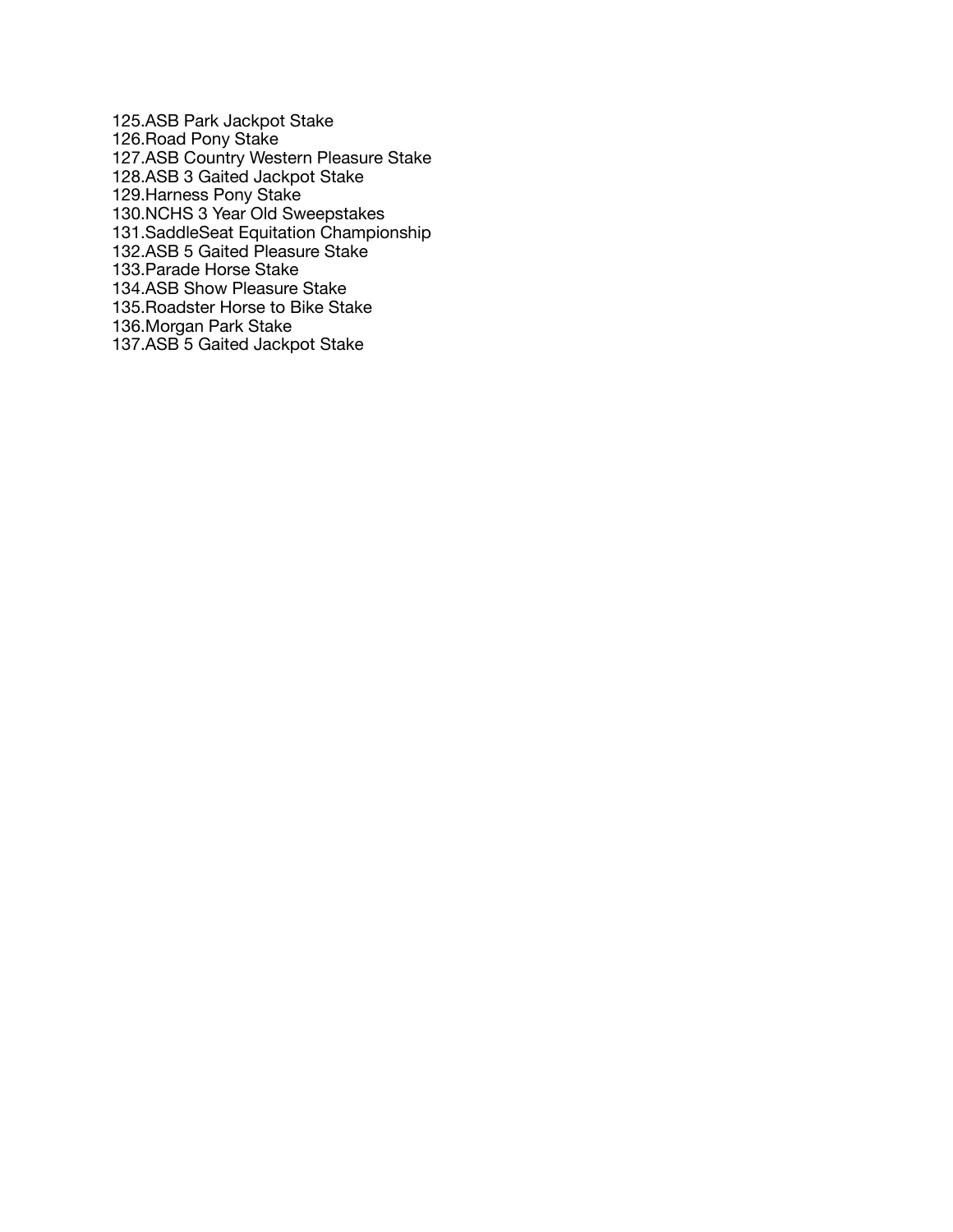125.ASB Park Jackpot Stake
126.Road Pony Stake
127.ASB Country Western Pleasure Stake
128.ASB 3 Gaited Jackpot Stake
129.Harness Pony Stake
130.NCHS 3 Year Old Sweepstakes
131.SaddleSeat Equitation Championship
132.ASB 5 Gaited Pleasure Stake
133.Parade Horse Stake
134.ASB Show Pleasure Stake
135.Roadster Horse to Bike Stake
136.Morgan Park Stake
137.ASB 5 Gaited Jackpot Stake